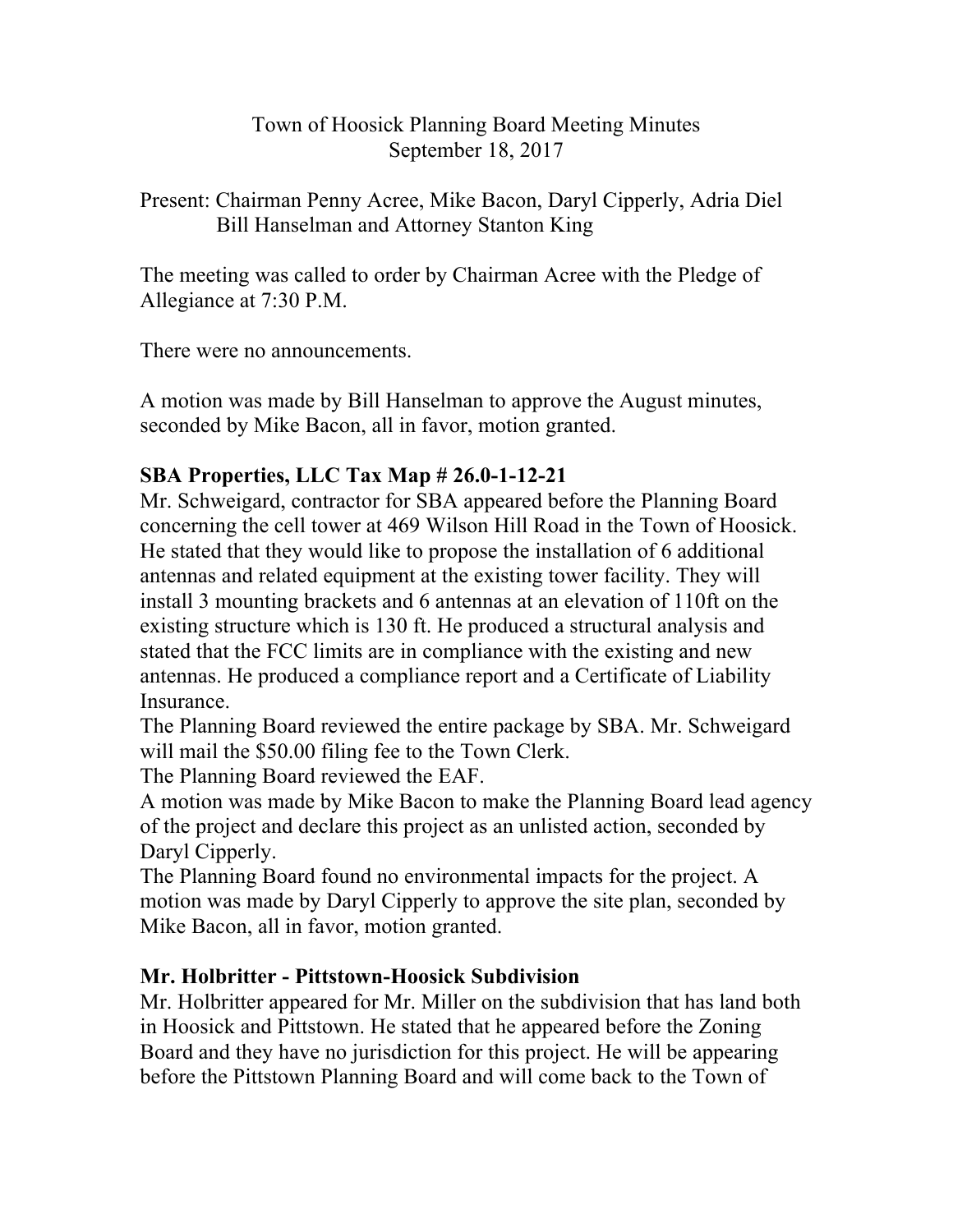# Town of Hoosick Planning Board Meeting Minutes
## September 18, 2017

Present: Chairman Penny Acree, Mike Bacon, Daryl Cipperly, Adria Diel Bill Hanselman and Attorney Stanton King

The meeting was called to order by Chairman Acree with the Pledge of Allegiance at 7:30 P.M.

There were no announcements.

A motion was made by Bill Hanselman to approve the August minutes, seconded by Mike Bacon, all in favor, motion granted.

**SBA Properties, LLC Tax Map # 26.0-1-12-21**

Mr. Schweigard, contractor for SBA appeared before the Planning Board concerning the cell tower at 469 Wilson Hill Road in the Town of Hoosick. He stated that they would like to propose the installation of 6 additional antennas and related equipment at the existing tower facility. They will install 3 mounting brackets and 6 antennas at an elevation of 110ft on the existing structure which is 130 ft. He produced a structural analysis and stated that the FCC limits are in compliance with the existing and new antennas. He produced a compliance report and a Certificate of Liability Insurance.

The Planning Board reviewed the entire package by SBA. Mr. Schweigard will mail the $50.00 filing fee to the Town Clerk.

The Planning Board reviewed the EAF.

A motion was made by Mike Bacon to make the Planning Board lead agency of the project and declare this project as an unlisted action, seconded by Daryl Cipperly.

The Planning Board found no environmental impacts for the project. A motion was made by Daryl Cipperly to approve the site plan, seconded by Mike Bacon, all in favor, motion granted.

**Mr. Holbritter - Pittstown-Hoosick Subdivision**

Mr. Holbritter appeared for Mr. Miller on the subdivision that has land both in Hoosick and Pittstown. He stated that he appeared before the Zoning Board and they have no jurisdiction for this project. He will be appearing before the Pittstown Planning Board and will come back to the Town of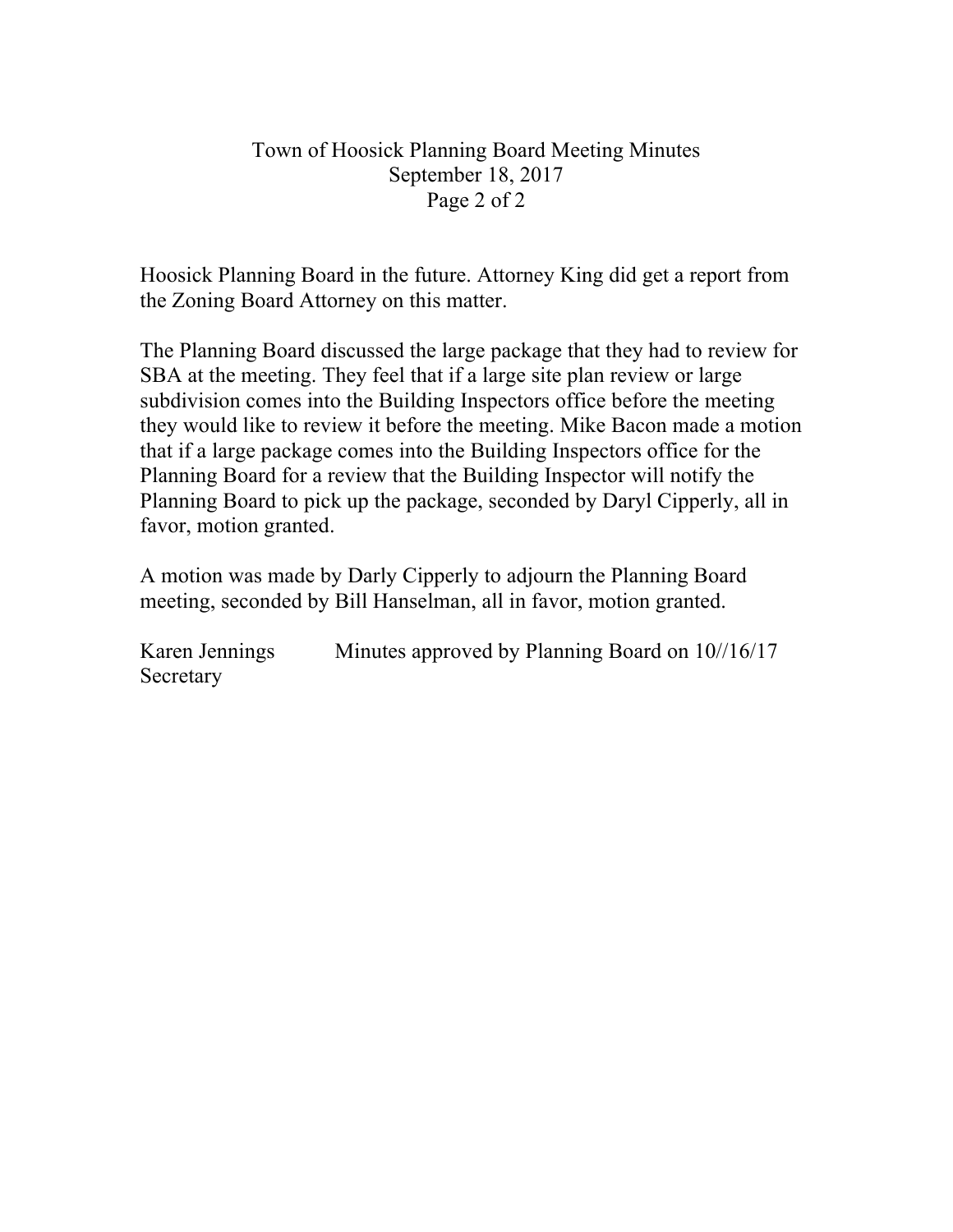Hoosick Planning Board in the future. Attorney King did get a report from the Zoning Board Attorney on this matter.

The Planning Board discussed the large package that they had to review for SBA at the meeting. They feel that if a large site plan review or large subdivision comes into the Building Inspectors office before the meeting they would like to review it before the meeting. Mike Bacon made a motion that if a large package comes into the Building Inspectors office for the Planning Board for a review that the Building Inspector will notify the Planning Board to pick up the package, seconded by Daryl Cipperly, all in favor, motion granted.

A motion was made by Darly Cipperly to adjourn the Planning Board meeting, seconded by Bill Hanselman, all in favor, motion granted.

Karen Jennings Minutes approved by Planning Board on 10//16/17
Secretary